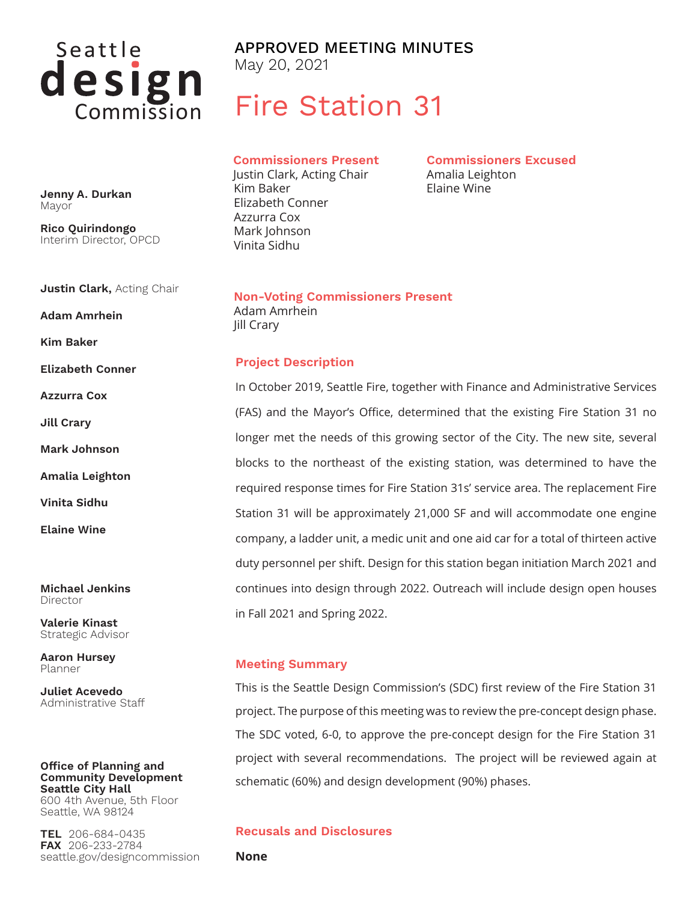Seattle design Commission

**Jenny A. Durkan**
Mayor

**Rico Quirindongo**
Interim Director, OPCD

**Justin Clark,** Acting Chair

**Adam Amrhein**

**Kim Baker**

**Elizabeth Conner**

**Azzurra Cox**

**Jill Crary**

**Mark Johnson**

**Amalia Leighton**

**Vinita Sidhu**

**Elaine Wine**

**Michael Jenkins**
Director

**Valerie Kinast**
Strategic Advisor

**Aaron Hursey**
Planner

**Juliet Acevedo**
Administrative Staff

**Office of Planning and Community Development**
**Seattle City Hall**
600 4th Avenue, 5th Floor
Seattle, WA 98124

**TEL** 206-684-0435
**FAX** 206-233-2784
seattle.gov/designcommission

APPROVED MEETING MINUTES
May 20, 2021

# Fire Station 31

## Commissioners Present

Justin Clark, Acting Chair
Kim Baker
Elizabeth Conner
Azzurra Cox
Mark Johnson
Vinita Sidhu

## Commissioners Excused

Amalia Leighton
Elaine Wine

## Non-Voting Commissioners Present

Adam Amrhein
Jill Crary

## Project Description

In October 2019, Seattle Fire, together with Finance and Administrative Services (FAS) and the Mayor's Office, determined that the existing Fire Station 31 no longer met the needs of this growing sector of the City. The new site, several blocks to the northeast of the existing station, was determined to have the required response times for Fire Station 31s' service area. The replacement Fire Station 31 will be approximately 21,000 SF and will accommodate one engine company, a ladder unit, a medic unit and one aid car for a total of thirteen active duty personnel per shift. Design for this station began initiation March 2021 and continues into design through 2022. Outreach will include design open houses in Fall 2021 and Spring 2022.

## Meeting Summary

This is the Seattle Design Commission's (SDC) first review of the Fire Station 31 project. The purpose of this meeting was to review the pre-concept design phase. The SDC voted, 6-0, to approve the pre-concept design for the Fire Station 31 project with several recommendations. The project will be reviewed again at schematic (60%) and design development (90%) phases.

## Recusals and Disclosures

**None**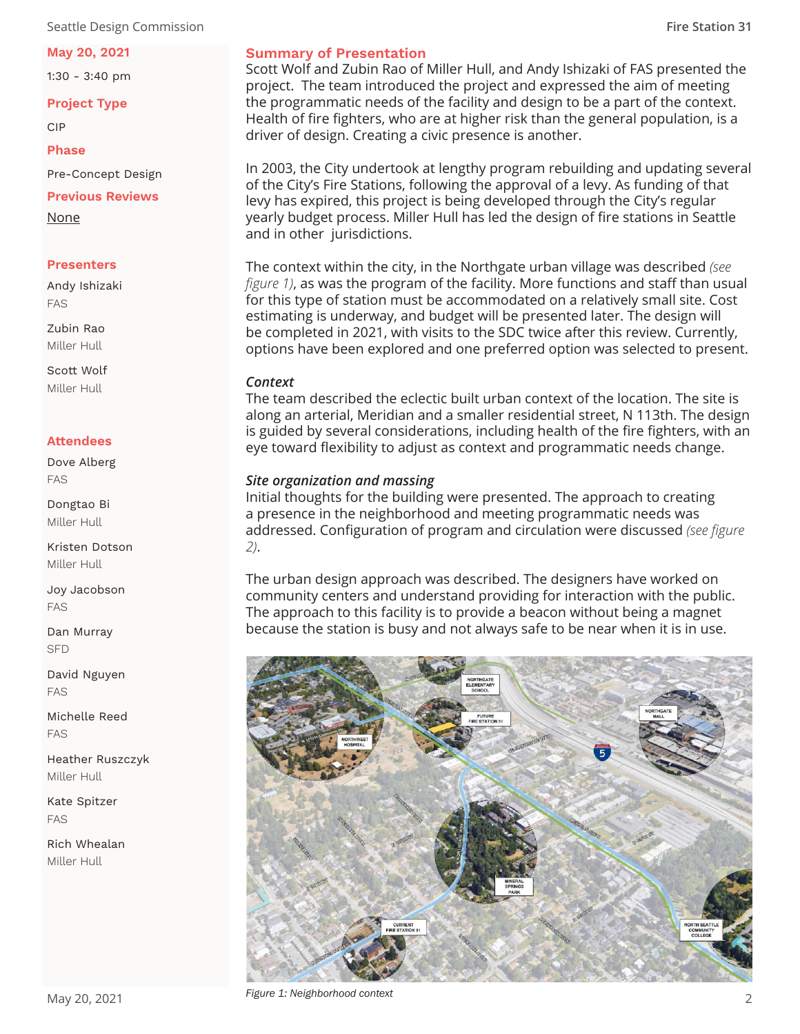**May 20, 2021**

1:30 - 3:40 pm

**Project Type**

CIP

**Phase**

Pre-Concept Design

**Previous Reviews**

None

**Presenters**

Andy Ishizaki
FAS

Zubin Rao
Miller Hull

Scott Wolf
Miller Hull

**Attendees**

Dove Alberg
FAS

Dongtao Bi
Miller Hull

Kristen Dotson
Miller Hull

Joy Jacobson
FAS

Dan Murray
SFD

David Nguyen
FAS

Michelle Reed
FAS

Heather Ruszczyk
Miller Hull

Kate Spitzer
FAS

Rich Whealan
Miller Hull

## Summary of Presentation

Scott Wolf and Zubin Rao of Miller Hull, and Andy Ishizaki of FAS presented the project. The team introduced the project and expressed the aim of meeting the programmatic needs of the facility and design to be a part of the context. Health of fire fighters, who are at higher risk than the general population, is a driver of design. Creating a civic presence is another.

In 2003, the City undertook at lengthy program rebuilding and updating several of the City's Fire Stations, following the approval of a levy. As funding of that levy has expired, this project is being developed through the City's regular yearly budget process. Miller Hull has led the design of fire stations in Seattle and in other jurisdictions.

The context within the city, in the Northgate urban village was described *(see figure 1)*, as was the program of the facility. More functions and staff than usual for this type of station must be accommodated on a relatively small site. Cost estimating is underway, and budget will be presented later. The design will be completed in 2021, with visits to the SDC twice after this review. Currently, options have been explored and one preferred option was selected to present.

### *Context*

The team described the eclectic built urban context of the location. The site is along an arterial, Meridian and a smaller residential street, N 113th. The design is guided by several considerations, including health of the fire fighters, with an eye toward flexibility to adjust as context and programmatic needs change.

### *Site organization and massing*

Initial thoughts for the building were presented. The approach to creating a presence in the neighborhood and meeting programmatic needs was addressed. Configuration of program and circulation were discussed *(see figure 2)*.

The urban design approach was described. The designers have worked on community centers and understand providing for interaction with the public. The approach to this facility is to provide a beacon without being a magnet because the station is busy and not always safe to be near when it is in use.

*Figure 1: Neighborhood context*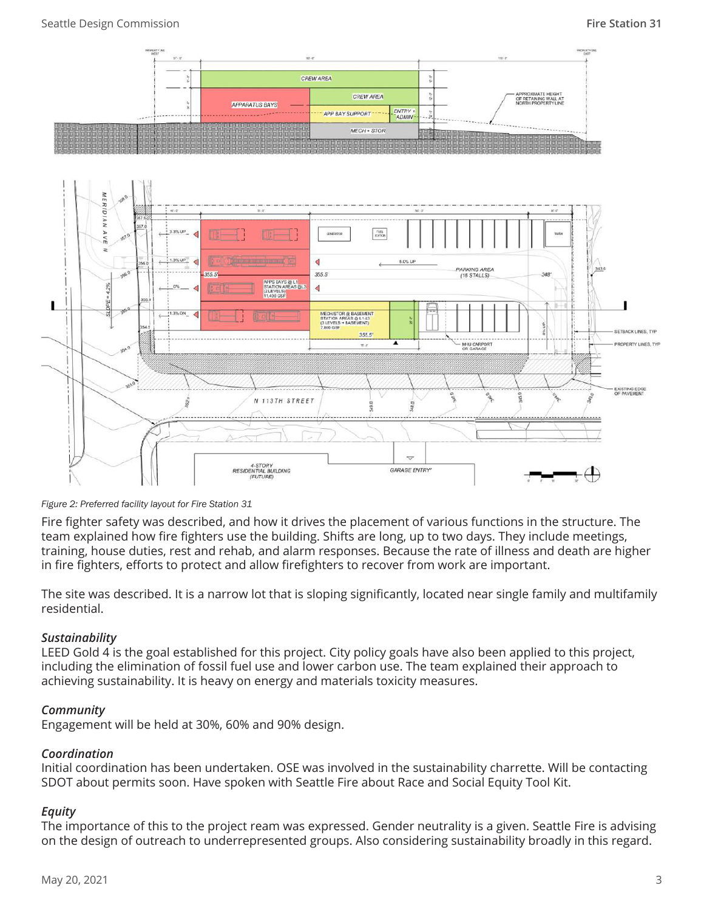*Figure 2: Preferred facility layout for Fire Station 31*

Fire fighter safety was described, and how it drives the placement of various functions in the structure. The team explained how fire fighters use the building. Shifts are long, up to two days. They include meetings, training, house duties, rest and rehab, and alarm responses. Because the rate of illness and death are higher in fire fighters, efforts to protect and allow firefighters to recover from work are important.

The site was described. It is a narrow lot that is sloping significantly, located near single family and multifamily residential.

### *Sustainability*

LEED Gold 4 is the goal established for this project. City policy goals have also been applied to this project, including the elimination of fossil fuel use and lower carbon use. The team explained their approach to achieving sustainability. It is heavy on energy and materials toxicity measures.

### *Community*

Engagement will be held at 30%, 60% and 90% design.

### *Coordination*

Initial coordination has been undertaken. OSE was involved in the sustainability charrette. Will be contacting SDOT about permits soon. Have spoken with Seattle Fire about Race and Social Equity Tool Kit.

### *Equity*

The importance of this to the project ream was expressed. Gender neutrality is a given. Seattle Fire is advising on the design of outreach to underrepresented groups. Also considering sustainability broadly in this regard.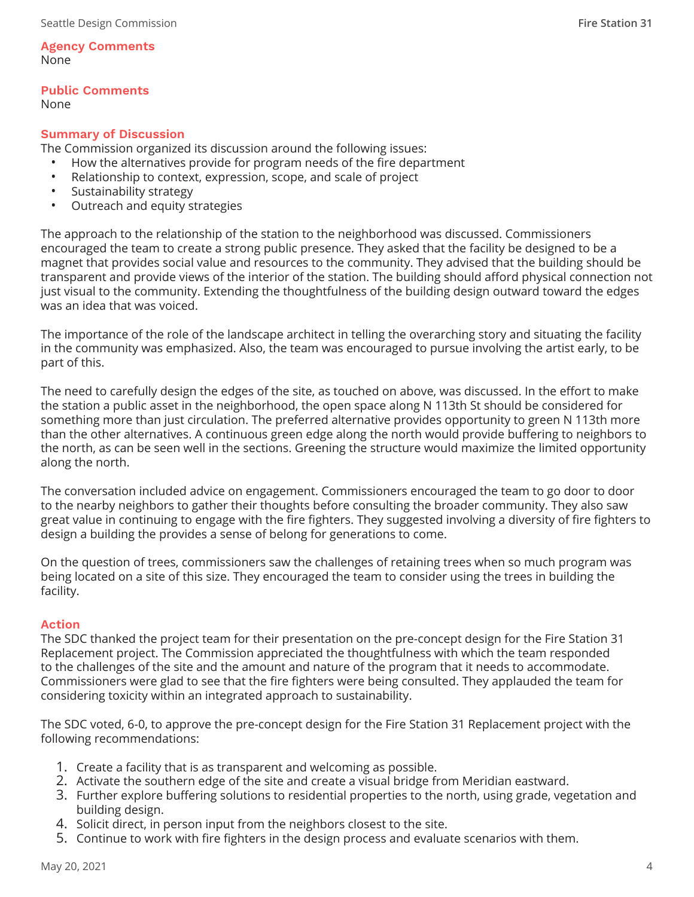## Agency Comments

None

## Public Comments

None

## Summary of Discussion

The Commission organized its discussion around the following issues:

- How the alternatives provide for program needs of the fire department
- Relationship to context, expression, scope, and scale of project
- Sustainability strategy
- Outreach and equity strategies

The approach to the relationship of the station to the neighborhood was discussed. Commissioners encouraged the team to create a strong public presence. They asked that the facility be designed to be a magnet that provides social value and resources to the community. They advised that the building should be transparent and provide views of the interior of the station. The building should afford physical connection not just visual to the community. Extending the thoughtfulness of the building design outward toward the edges was an idea that was voiced.

The importance of the role of the landscape architect in telling the overarching story and situating the facility in the community was emphasized. Also, the team was encouraged to pursue involving the artist early, to be part of this.

The need to carefully design the edges of the site, as touched on above, was discussed. In the effort to make the station a public asset in the neighborhood, the open space along N 113th St should be considered for something more than just circulation. The preferred alternative provides opportunity to green N 113th more than the other alternatives. A continuous green edge along the north would provide buffering to neighbors to the north, as can be seen well in the sections. Greening the structure would maximize the limited opportunity along the north.

The conversation included advice on engagement. Commissioners encouraged the team to go door to door to the nearby neighbors to gather their thoughts before consulting the broader community. They also saw great value in continuing to engage with the fire fighters. They suggested involving a diversity of fire fighters to design a building the provides a sense of belong for generations to come.

On the question of trees, commissioners saw the challenges of retaining trees when so much program was being located on a site of this size. They encouraged the team to consider using the trees in building the facility.

## Action

The SDC thanked the project team for their presentation on the pre-concept design for the Fire Station 31 Replacement project. The Commission appreciated the thoughtfulness with which the team responded to the challenges of the site and the amount and nature of the program that it needs to accommodate. Commissioners were glad to see that the fire fighters were being consulted. They applauded the team for considering toxicity within an integrated approach to sustainability.

The SDC voted, 6-0, to approve the pre-concept design for the Fire Station 31 Replacement project with the following recommendations:

1. Create a facility that is as transparent and welcoming as possible.
2. Activate the southern edge of the site and create a visual bridge from Meridian eastward.
3. Further explore buffering solutions to residential properties to the north, using grade, vegetation and building design.
4. Solicit direct, in person input from the neighbors closest to the site.
5. Continue to work with fire fighters in the design process and evaluate scenarios with them.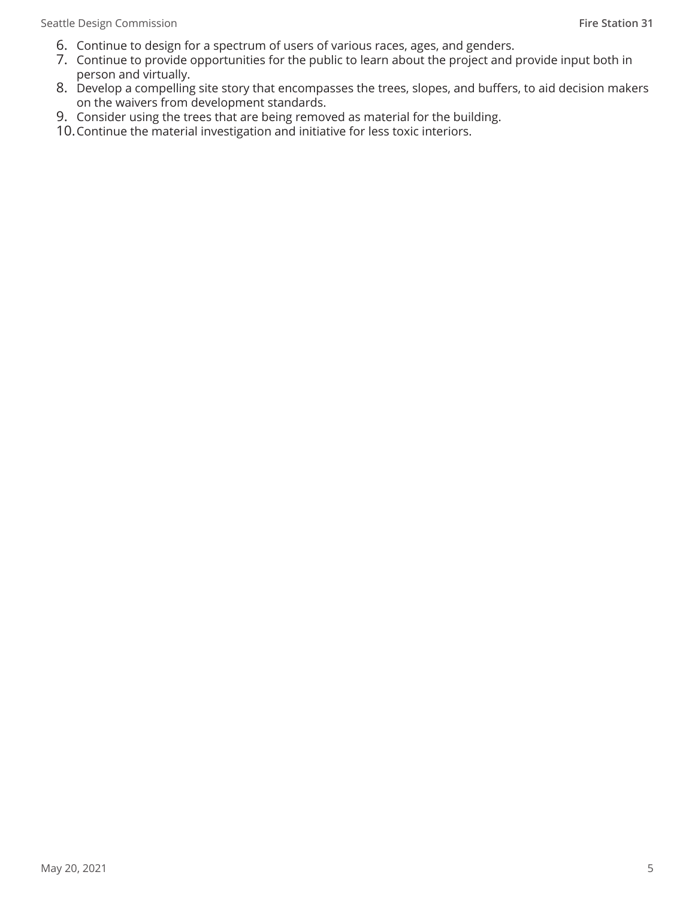6. Continue to design for a spectrum of users of various races, ages, and genders.
7. Continue to provide opportunities for the public to learn about the project and provide input both in person and virtually.
8. Develop a compelling site story that encompasses the trees, slopes, and buffers, to aid decision makers on the waivers from development standards.
9. Consider using the trees that are being removed as material for the building.
10. Continue the material investigation and initiative for less toxic interiors.